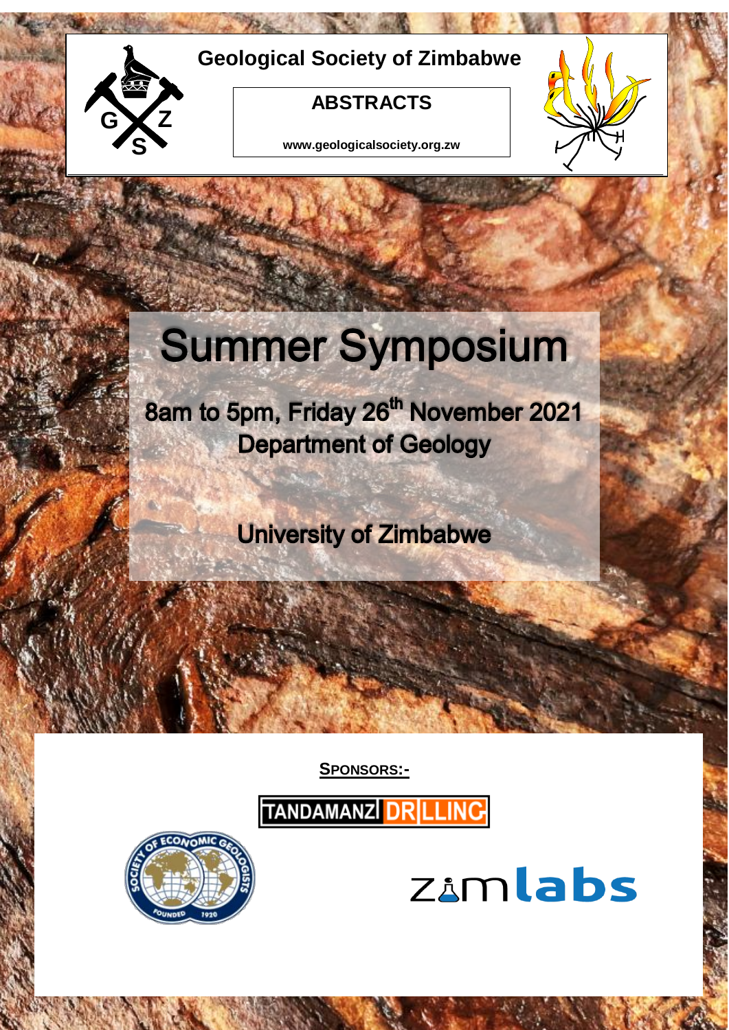# Geological Society of Zimbabwe

## ABSTRACTS

www.geologicalsociety.org.zw

# Summer Symposium

**8am to 5pm, Friday 26th November 2021**

**Department of Geology**

**University of Zimbabwe**

**SPONSORS:-**

TANDAMANZI DRILLING

zimlabs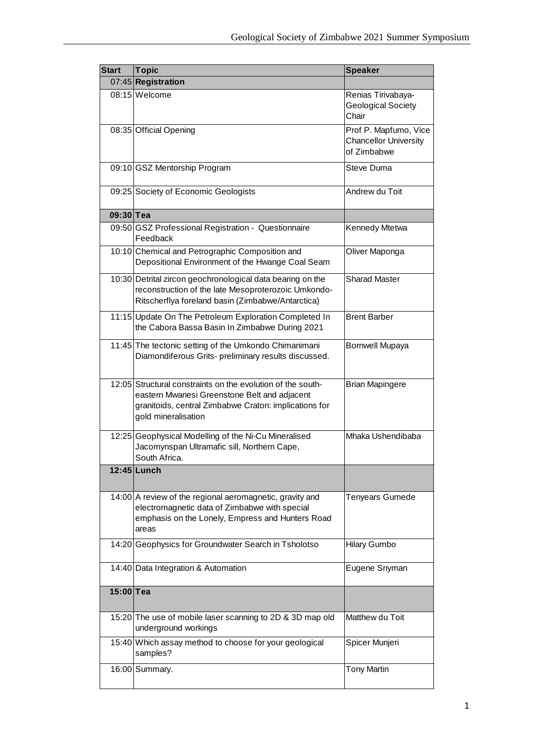| Start | Topic | Speaker |
| --- | --- | --- |
| 07:45 | **Registration** | |
| 08:15 | Welcome | Renias Tirivabaya- Geological Society Chair |
| 08:35 | Official Opening | Prof P. Mapfumo, Vice Chancellor University of Zimbabwe |
| 09:10 | GSZ Mentorship Program | Steve Duma |
| 09:25 | Society of Economic Geologists | Andrew du Toit |
| **09:30** | **Tea** | |
| 09:50 | GSZ Professional Registration - Questionnaire Feedback | Kennedy Mtetwa |
| 10:10 | Chemical and Petrographic Composition and Depositional Environment of the Hwange Coal Seam | Oliver Maponga |
| 10:30 | Detrital zircon geochronological data bearing on the reconstruction of the late Mesoproterozoic Umkondo-Ritscherflya foreland basin (Zimbabwe/Antarctica) | Sharad Master |
| 11:15 | Update On The Petroleum Exploration Completed In the Cabora Bassa Basin In Zimbabwe During 2021 | Brent Barber |
| 11:45 | The tectonic setting of the Umkondo Chimanimani Diamondiferous Grits- preliminary results discussed. | Bornwell Mupaya |
| 12:05 | Structural constraints on the evolution of the south-eastern Mwanesi Greenstone Belt and adjacent granitoids, central Zimbabwe Craton: implications for gold mineralisation | Brian Mapingere |
| 12:25 | Geophysical Modelling of the Ni-Cu Mineralised Jacomynspan Ultramafic sill, Northern Cape, South Africa. | Mhaka Ushendibaba |
| **12:45** | **Lunch** | |
| 14:00 | A review of the regional aeromagnetic, gravity and electromagnetic data of Zimbabwe with special emphasis on the Lonely, Empress and Hunters Road areas | Tenyears Gumede |
| 14:20 | Geophysics for Groundwater Search in Tsholotso | Hilary Gumbo |
| 14:40 | Data Integration & Automation | Eugene Snyman |
| **15:00** | **Tea** | |
| 15:20 | The use of mobile laser scanning to 2D & 3D map old underground workings | Matthew du Toit |
| 15:40 | Which assay method to choose for your geological samples? | Spicer Munjeri |
| 16:00 | Summary. | Tony Martin |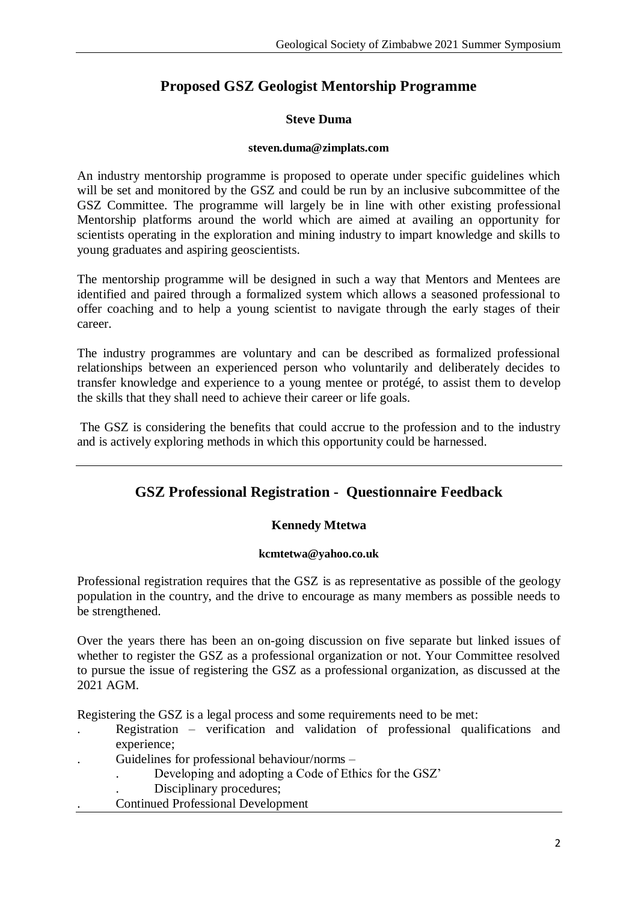## Proposed GSZ Geologist Mentorship Programme

**Steve Duma**

**steven.duma@zimplats.com**

An industry mentorship programme is proposed to operate under specific guidelines which will be set and monitored by the GSZ and could be run by an inclusive subcommittee of the GSZ Committee. The programme will largely be in line with other existing professional Mentorship platforms around the world which are aimed at availing an opportunity for scientists operating in the exploration and mining industry to impart knowledge and skills to young graduates and aspiring geoscientists.

The mentorship programme will be designed in such a way that Mentors and Mentees are identified and paired through a formalized system which allows a seasoned professional to offer coaching and to help a young scientist to navigate through the early stages of their career.

The industry programmes are voluntary and can be described as formalized professional relationships between an experienced person who voluntarily and deliberately decides to transfer knowledge and experience to a young mentee or protégé, to assist them to develop the skills that they shall need to achieve their career or life goals.

The GSZ is considering the benefits that could accrue to the profession and to the industry and is actively exploring methods in which this opportunity could be harnessed.

---

## GSZ Professional Registration - Questionnaire Feedback

**Kennedy Mtetwa**

**kcmtetwa@yahoo.co.uk**

Professional registration requires that the GSZ is as representative as possible of the geology population in the country, and the drive to encourage as many members as possible needs to be strengthened.

Over the years there has been an on-going discussion on five separate but linked issues of whether to register the GSZ as a professional organization or not. Your Committee resolved to pursue the issue of registering the GSZ as a professional organization, as discussed at the 2021 AGM.

Registering the GSZ is a legal process and some requirements need to be met:

- Registration – verification and validation of professional qualifications and experience;
- Guidelines for professional behaviour/norms –
  - Developing and adopting a Code of Ethics for the GSZ'
  - Disciplinary procedures;
- Continued Professional Development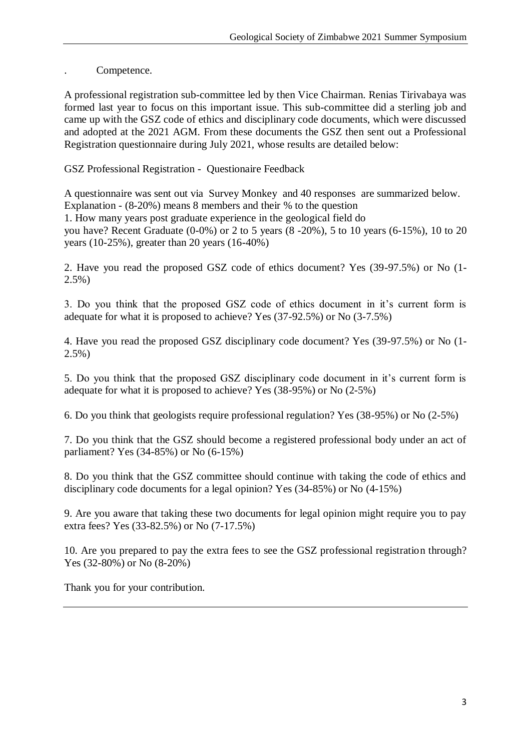. Competence.

A professional registration sub-committee led by then Vice Chairman. Renias Tirivabaya was formed last year to focus on this important issue. This sub-committee did a sterling job and came up with the GSZ code of ethics and disciplinary code documents, which were discussed and adopted at the 2021 AGM. From these documents the GSZ then sent out a Professional Registration questionnaire during July 2021, whose results are detailed below:

GSZ Professional Registration - Questionaire Feedback

A questionnaire was sent out via Survey Monkey and 40 responses are summarized below.
Explanation - (8-20%) means 8 members and their % to the question
1. How many years post graduate experience in the geological field do you have? Recent Graduate (0-0%) or 2 to 5 years (8 -20%), 5 to 10 years (6-15%), 10 to 20 years (10-25%), greater than 20 years (16-40%)

2. Have you read the proposed GSZ code of ethics document? Yes (39-97.5%) or No (1-2.5%)

3. Do you think that the proposed GSZ code of ethics document in it's current form is adequate for what it is proposed to achieve? Yes (37-92.5%) or No (3-7.5%)

4. Have you read the proposed GSZ disciplinary code document? Yes (39-97.5%) or No (1-2.5%)

5. Do you think that the proposed GSZ disciplinary code document in it's current form is adequate for what it is proposed to achieve? Yes (38-95%) or No (2-5%)

6. Do you think that geologists require professional regulation? Yes (38-95%) or No (2-5%)

7. Do you think that the GSZ should become a registered professional body under an act of parliament? Yes (34-85%) or No (6-15%)

8. Do you think that the GSZ committee should continue with taking the code of ethics and disciplinary code documents for a legal opinion? Yes (34-85%) or No (4-15%)

9. Are you aware that taking these two documents for legal opinion might require you to pay extra fees? Yes (33-82.5%) or No (7-17.5%)

10. Are you prepared to pay the extra fees to see the GSZ professional registration through? Yes (32-80%) or No (8-20%)

Thank you for your contribution.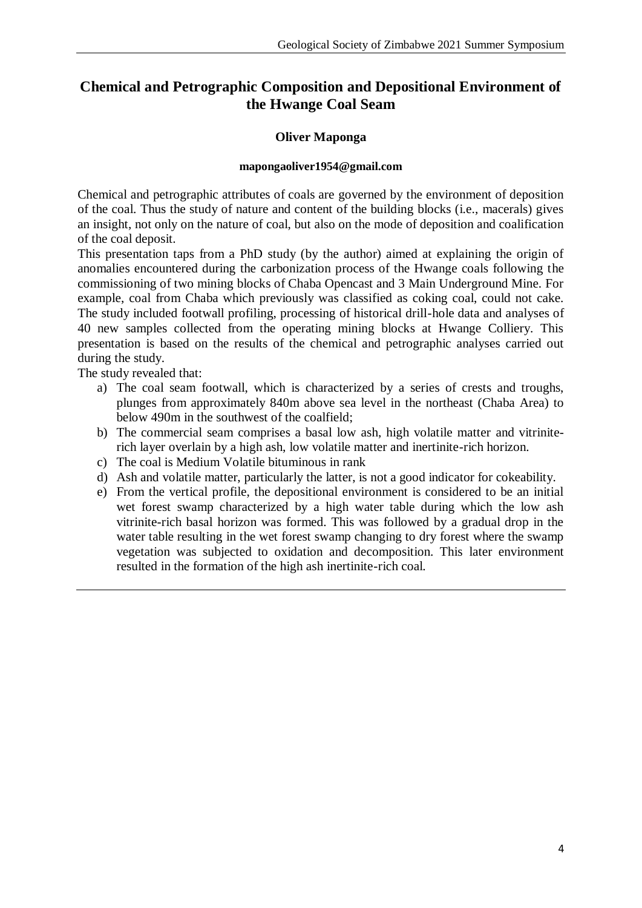## Chemical and Petrographic Composition and Depositional Environment of the Hwange Coal Seam

**Oliver Maponga**

**mapongaoliver1954@gmail.com**

Chemical and petrographic attributes of coals are governed by the environment of deposition of the coal. Thus the study of nature and content of the building blocks (i.e., macerals) gives an insight, not only on the nature of coal, but also on the mode of deposition and coalification of the coal deposit.

This presentation taps from a PhD study (by the author) aimed at explaining the origin of anomalies encountered during the carbonization process of the Hwange coals following the commissioning of two mining blocks of Chaba Opencast and 3 Main Underground Mine. For example, coal from Chaba which previously was classified as coking coal, could not cake. The study included footwall profiling, processing of historical drill-hole data and analyses of 40 new samples collected from the operating mining blocks at Hwange Colliery. This presentation is based on the results of the chemical and petrographic analyses carried out during the study.

The study revealed that:

a) The coal seam footwall, which is characterized by a series of crests and troughs, plunges from approximately 840m above sea level in the northeast (Chaba Area) to below 490m in the southwest of the coalfield;
b) The commercial seam comprises a basal low ash, high volatile matter and vitrinite-rich layer overlain by a high ash, low volatile matter and inertinite-rich horizon.
c) The coal is Medium Volatile bituminous in rank
d) Ash and volatile matter, particularly the latter, is not a good indicator for cokeability.
e) From the vertical profile, the depositional environment is considered to be an initial wet forest swamp characterized by a high water table during which the low ash vitrinite-rich basal horizon was formed. This was followed by a gradual drop in the water table resulting in the wet forest swamp changing to dry forest where the swamp vegetation was subjected to oxidation and decomposition. This later environment resulted in the formation of the high ash inertinite-rich coal.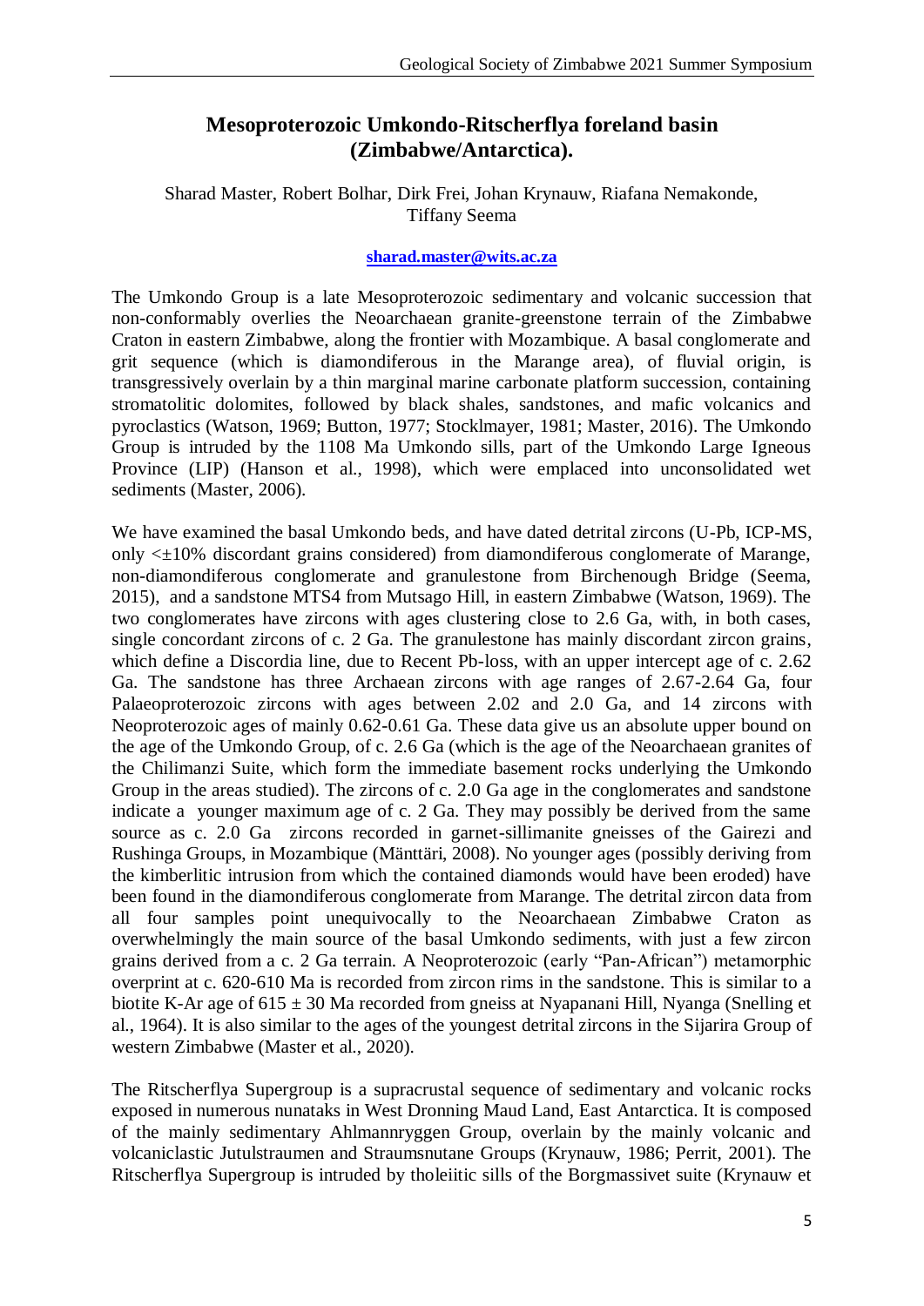## Mesoproterozoic Umkondo-Ritscherflya foreland basin (Zimbabwe/Antarctica).

Sharad Master, Robert Bolhar, Dirk Frei, Johan Krynauw, Riafana Nemakonde, Tiffany Seema

**sharad.master@wits.ac.za**

The Umkondo Group is a late Mesoproterozoic sedimentary and volcanic succession that non-conformably overlies the Neoarchaean granite-greenstone terrain of the Zimbabwe Craton in eastern Zimbabwe, along the frontier with Mozambique. A basal conglomerate and grit sequence (which is diamondiferous in the Marange area), of fluvial origin, is transgressively overlain by a thin marginal marine carbonate platform succession, containing stromatolitic dolomites, followed by black shales, sandstones, and mafic volcanics and pyroclastics (Watson, 1969; Button, 1977; Stocklmayer, 1981; Master, 2016). The Umkondo Group is intruded by the 1108 Ma Umkondo sills, part of the Umkondo Large Igneous Province (LIP) (Hanson et al., 1998), which were emplaced into unconsolidated wet sediments (Master, 2006).

We have examined the basal Umkondo beds, and have dated detrital zircons (U-Pb, ICP-MS, only <±10% discordant grains considered) from diamondiferous conglomerate of Marange, non-diamondiferous conglomerate and granulestone from Birchenough Bridge (Seema, 2015), and a sandstone MTS4 from Mutsago Hill, in eastern Zimbabwe (Watson, 1969). The two conglomerates have zircons with ages clustering close to 2.6 Ga, with, in both cases, single concordant zircons of c. 2 Ga. The granulestone has mainly discordant zircon grains, which define a Discordia line, due to Recent Pb-loss, with an upper intercept age of c. 2.62 Ga. The sandstone has three Archaean zircons with age ranges of 2.67-2.64 Ga, four Palaeoproterozoic zircons with ages between 2.02 and 2.0 Ga, and 14 zircons with Neoproterozoic ages of mainly 0.62-0.61 Ga. These data give us an absolute upper bound on the age of the Umkondo Group, of c. 2.6 Ga (which is the age of the Neoarchaean granites of the Chilimanzi Suite, which form the immediate basement rocks underlying the Umkondo Group in the areas studied). The zircons of c. 2.0 Ga age in the conglomerates and sandstone indicate a younger maximum age of c. 2 Ga. They may possibly be derived from the same source as c. 2.0 Ga zircons recorded in garnet-sillimanite gneisses of the Gairezi and Rushinga Groups, in Mozambique (Mänttäri, 2008). No younger ages (possibly deriving from the kimberlitic intrusion from which the contained diamonds would have been eroded) have been found in the diamondiferous conglomerate from Marange. The detrital zircon data from all four samples point unequivocally to the Neoarchaean Zimbabwe Craton as overwhelmingly the main source of the basal Umkondo sediments, with just a few zircon grains derived from a c. 2 Ga terrain. A Neoproterozoic (early "Pan-African") metamorphic overprint at c. 620-610 Ma is recorded from zircon rims in the sandstone. This is similar to a biotite K-Ar age of 615 ± 30 Ma recorded from gneiss at Nyapanani Hill, Nyanga (Snelling et al., 1964). It is also similar to the ages of the youngest detrital zircons in the Sijarira Group of western Zimbabwe (Master et al., 2020).

The Ritscherflya Supergroup is a supracrustal sequence of sedimentary and volcanic rocks exposed in numerous nunataks in West Dronning Maud Land, East Antarctica. It is composed of the mainly sedimentary Ahlmannryggen Group, overlain by the mainly volcanic and volcaniclastic Jutulstraumen and Straumsnutane Groups (Krynauw, 1986; Perrit, 2001). The Ritscherflya Supergroup is intruded by tholeiitic sills of the Borgmassivet suite (Krynauw et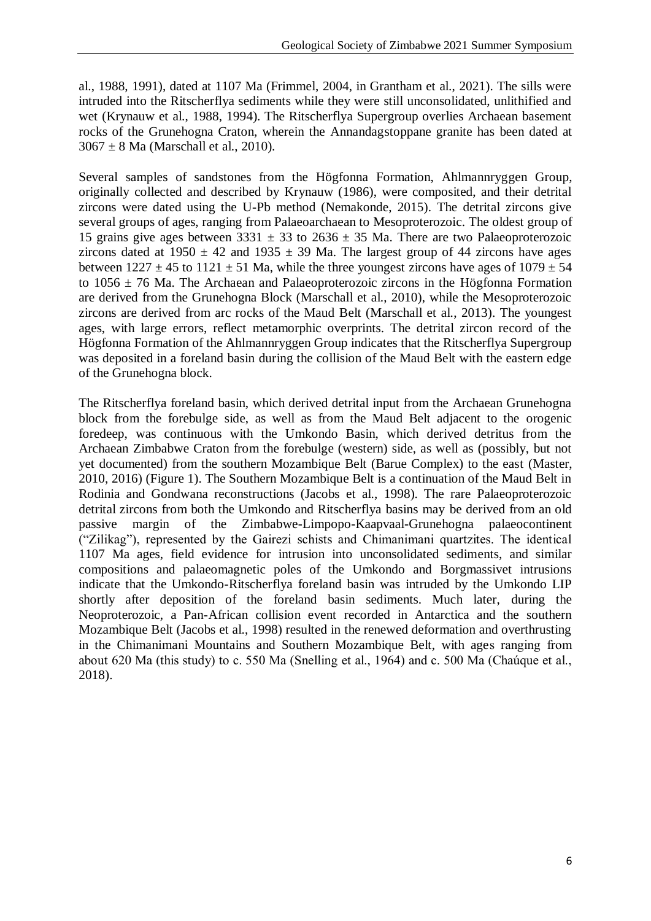al., 1988, 1991), dated at 1107 Ma (Frimmel, 2004, in Grantham et al., 2021). The sills were intruded into the Ritscherflya sediments while they were still unconsolidated, unlithified and wet (Krynauw et al., 1988, 1994). The Ritscherflya Supergroup overlies Archaean basement rocks of the Grunehogna Craton, wherein the Annandagstoppane granite has been dated at $3067 \pm 8$ Ma (Marschall et al., 2010).

Several samples of sandstones from the Högfonna Formation, Ahlmannryggen Group, originally collected and described by Krynauw (1986), were composited, and their detrital zircons were dated using the U-Pb method (Nemakonde, 2015). The detrital zircons give several groups of ages, ranging from Palaeoarchaean to Mesoproterozoic. The oldest group of 15 grains give ages between $3331 \pm 33$ to $2636 \pm 35$ Ma. There are two Palaeoproterozoic zircons dated at $1950 \pm 42$ and $1935 \pm 39$ Ma. The largest group of 44 zircons have ages between $1227 \pm 45$ to $1121 \pm 51$ Ma, while the three youngest zircons have ages of $1079 \pm 54$ to $1056 \pm 76$ Ma. The Archaean and Palaeoproterozoic zircons in the Högfonna Formation are derived from the Grunehogna Block (Marschall et al., 2010), while the Mesoproterozoic zircons are derived from arc rocks of the Maud Belt (Marschall et al., 2013). The youngest ages, with large errors, reflect metamorphic overprints. The detrital zircon record of the Högfonna Formation of the Ahlmannryggen Group indicates that the Ritscherflya Supergroup was deposited in a foreland basin during the collision of the Maud Belt with the eastern edge of the Grunehogna block.

The Ritscherflya foreland basin, which derived detrital input from the Archaean Grunehogna block from the forebulge side, as well as from the Maud Belt adjacent to the orogenic foredeep, was continuous with the Umkondo Basin, which derived detritus from the Archaean Zimbabwe Craton from the forebulge (western) side, as well as (possibly, but not yet documented) from the southern Mozambique Belt (Barue Complex) to the east (Master, 2010, 2016) (Figure 1). The Southern Mozambique Belt is a continuation of the Maud Belt in Rodinia and Gondwana reconstructions (Jacobs et al., 1998). The rare Palaeoproterozoic detrital zircons from both the Umkondo and Ritscherflya basins may be derived from an old passive margin of the Zimbabwe-Limpopo-Kaapvaal-Grunehogna palaeocontinent ("Zilikag"), represented by the Gairezi schists and Chimanimani quartzites. The identical 1107 Ma ages, field evidence for intrusion into unconsolidated sediments, and similar compositions and palaeomagnetic poles of the Umkondo and Borgmassivet intrusions indicate that the Umkondo-Ritscherflya foreland basin was intruded by the Umkondo LIP shortly after deposition of the foreland basin sediments. Much later, during the Neoproterozoic, a Pan-African collision event recorded in Antarctica and the southern Mozambique Belt (Jacobs et al., 1998) resulted in the renewed deformation and overthrusting in the Chimanimani Mountains and Southern Mozambique Belt, with ages ranging from about 620 Ma (this study) to c. 550 Ma (Snelling et al., 1964) and c. 500 Ma (Chaúque et al., 2018).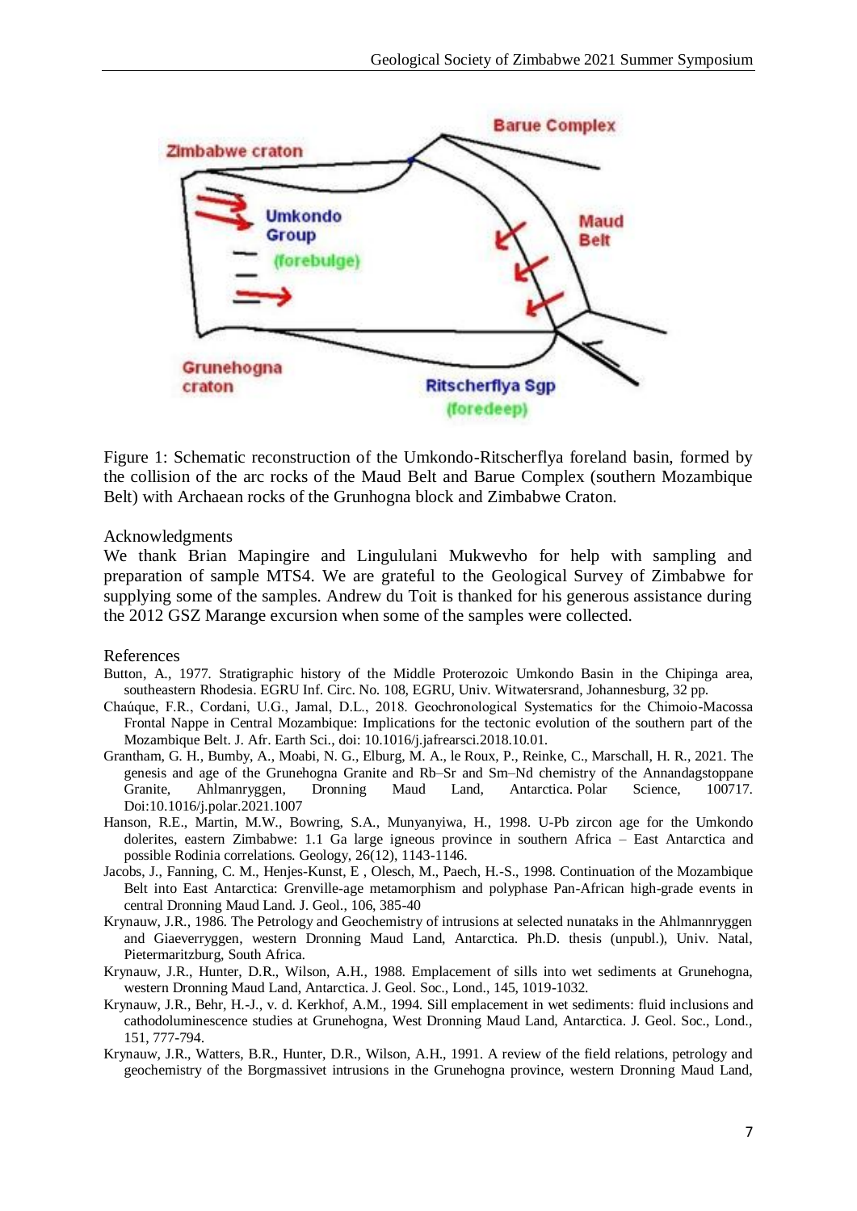Figure 1: Schematic reconstruction of the Umkondo-Ritscherflya foreland basin, formed by the collision of the arc rocks of the Maud Belt and Barue Complex (southern Mozambique Belt) with Archaean rocks of the Grunhogna block and Zimbabwe Craton.

Acknowledgments

We thank Brian Mapingire and Lingululani Mukwevho for help with sampling and preparation of sample MTS4. We are grateful to the Geological Survey of Zimbabwe for supplying some of the samples. Andrew du Toit is thanked for his generous assistance during the 2012 GSZ Marange excursion when some of the samples were collected.

References

- Button, A., 1977. Stratigraphic history of the Middle Proterozoic Umkondo Basin in the Chipinga area, southeastern Rhodesia. EGRU Inf. Circ. No. 108, EGRU, Univ. Witwatersrand, Johannesburg, 32 pp.
- Chaúque, F.R., Cordani, U.G., Jamal, D.L., 2018. Geochronological Systematics for the Chimoio-Macossa Frontal Nappe in Central Mozambique: Implications for the tectonic evolution of the southern part of the Mozambique Belt. J. Afr. Earth Sci., doi: 10.1016/j.jafrearsci.2018.10.01.
- Grantham, G. H., Bumby, A., Moabi, N. G., Elburg, M. A., le Roux, P., Reinke, C., Marschall, H. R., 2021. The genesis and age of the Grunehogna Granite and Rb–Sr and Sm–Nd chemistry of the Annandagstoppane Granite, Ahlmanryggen, Dronning Maud Land, Antarctica. Polar Science, 100717. Doi:10.1016/j.polar.2021.1007
- Hanson, R.E., Martin, M.W., Bowring, S.A., Munyanyiwa, H., 1998. U-Pb zircon age for the Umkondo dolerites, eastern Zimbabwe: 1.1 Ga large igneous province in southern Africa – East Antarctica and possible Rodinia correlations. Geology, 26(12), 1143-1146.
- Jacobs, J., Fanning, C. M., Henjes-Kunst, E , Olesch, M., Paech, H.-S., 1998. Continuation of the Mozambique Belt into East Antarctica: Grenville-age metamorphism and polyphase Pan-African high-grade events in central Dronning Maud Land. J. Geol., 106, 385-40
- Krynauw, J.R., 1986. The Petrology and Geochemistry of intrusions at selected nunataks in the Ahlmannryggen and Giaeverryggen, western Dronning Maud Land, Antarctica. Ph.D. thesis (unpubl.), Univ. Natal, Pietermaritzburg, South Africa.
- Krynauw, J.R., Hunter, D.R., Wilson, A.H., 1988. Emplacement of sills into wet sediments at Grunehogna, western Dronning Maud Land, Antarctica. J. Geol. Soc., Lond., 145, 1019-1032.
- Krynauw, J.R., Behr, H.-J., v. d. Kerkhof, A.M., 1994. Sill emplacement in wet sediments: fluid inclusions and cathodoluminescence studies at Grunehogna, West Dronning Maud Land, Antarctica. J. Geol. Soc., Lond., 151, 777-794.
- Krynauw, J.R., Watters, B.R., Hunter, D.R., Wilson, A.H., 1991. A review of the field relations, petrology and geochemistry of the Borgmassivet intrusions in the Grunehogna province, western Dronning Maud Land,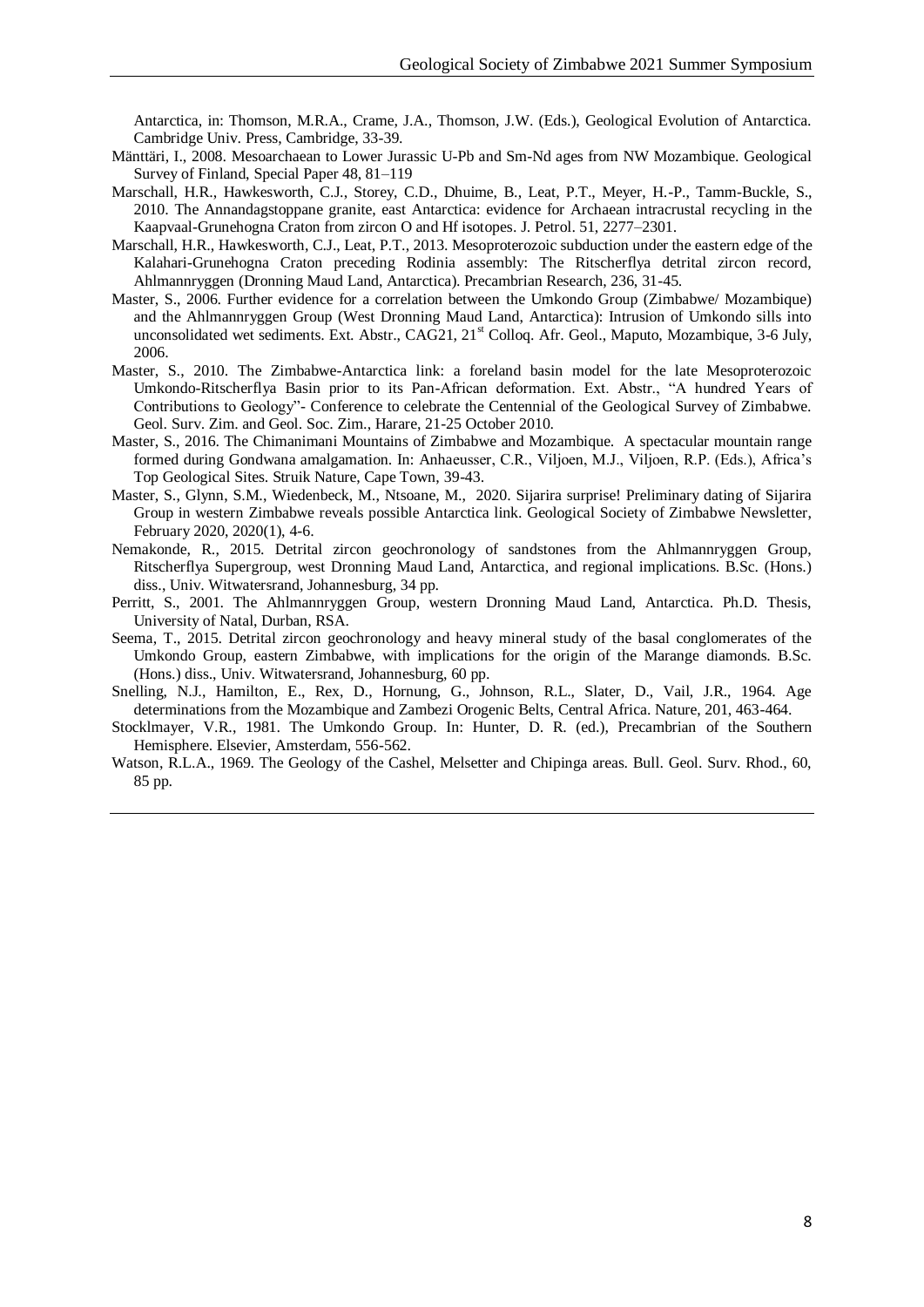Antarctica, in: Thomson, M.R.A., Crame, J.A., Thomson, J.W. (Eds.), Geological Evolution of Antarctica. Cambridge Univ. Press, Cambridge, 33-39.

Mänttäri, I., 2008. Mesoarchaean to Lower Jurassic U-Pb and Sm-Nd ages from NW Mozambique. Geological Survey of Finland, Special Paper 48, 81–119

Marschall, H.R., Hawkesworth, C.J., Storey, C.D., Dhuime, B., Leat, P.T., Meyer, H.-P., Tamm-Buckle, S., 2010. The Annandagstoppane granite, east Antarctica: evidence for Archaean intracrustal recycling in the Kaapvaal-Grunehogna Craton from zircon O and Hf isotopes. J. Petrol. 51, 2277–2301.

Marschall, H.R., Hawkesworth, C.J., Leat, P.T., 2013. Mesoproterozoic subduction under the eastern edge of the Kalahari-Grunehogna Craton preceding Rodinia assembly: The Ritscherflya detrital zircon record, Ahlmannryggen (Dronning Maud Land, Antarctica). Precambrian Research, 236, 31-45.

Master, S., 2006. Further evidence for a correlation between the Umkondo Group (Zimbabwe/ Mozambique) and the Ahlmannryggen Group (West Dronning Maud Land, Antarctica): Intrusion of Umkondo sills into unconsolidated wet sediments. Ext. Abstr., CAG21, 21st Colloq. Afr. Geol., Maputo, Mozambique, 3-6 July, 2006.

Master, S., 2010. The Zimbabwe-Antarctica link: a foreland basin model for the late Mesoproterozoic Umkondo-Ritscherflya Basin prior to its Pan-African deformation. Ext. Abstr., "A hundred Years of Contributions to Geology"- Conference to celebrate the Centennial of the Geological Survey of Zimbabwe. Geol. Surv. Zim. and Geol. Soc. Zim., Harare, 21-25 October 2010.

Master, S., 2016. The Chimanimani Mountains of Zimbabwe and Mozambique. A spectacular mountain range formed during Gondwana amalgamation. In: Anhaeusser, C.R., Viljoen, M.J., Viljoen, R.P. (Eds.), Africa's Top Geological Sites. Struik Nature, Cape Town, 39-43.

Master, S., Glynn, S.M., Wiedenbeck, M., Ntsoane, M., 2020. Sijarira surprise! Preliminary dating of Sijarira Group in western Zimbabwe reveals possible Antarctica link. Geological Society of Zimbabwe Newsletter, February 2020, 2020(1), 4-6.

Nemakonde, R., 2015. Detrital zircon geochronology of sandstones from the Ahlmannryggen Group, Ritscherflya Supergroup, west Dronning Maud Land, Antarctica, and regional implications. B.Sc. (Hons.) diss., Univ. Witwatersrand, Johannesburg, 34 pp.

Perritt, S., 2001. The Ahlmannryggen Group, western Dronning Maud Land, Antarctica. Ph.D. Thesis, University of Natal, Durban, RSA.

Seema, T., 2015. Detrital zircon geochronology and heavy mineral study of the basal conglomerates of the Umkondo Group, eastern Zimbabwe, with implications for the origin of the Marange diamonds. B.Sc. (Hons.) diss., Univ. Witwatersrand, Johannesburg, 60 pp.

Snelling, N.J., Hamilton, E., Rex, D., Hornung, G., Johnson, R.L., Slater, D., Vail, J.R., 1964. Age determinations from the Mozambique and Zambezi Orogenic Belts, Central Africa. Nature, 201, 463-464.

Stocklmayer, V.R., 1981. The Umkondo Group. In: Hunter, D. R. (ed.), Precambrian of the Southern Hemisphere. Elsevier, Amsterdam, 556-562.

Watson, R.L.A., 1969. The Geology of the Cashel, Melsetter and Chipinga areas. Bull. Geol. Surv. Rhod., 60, 85 pp.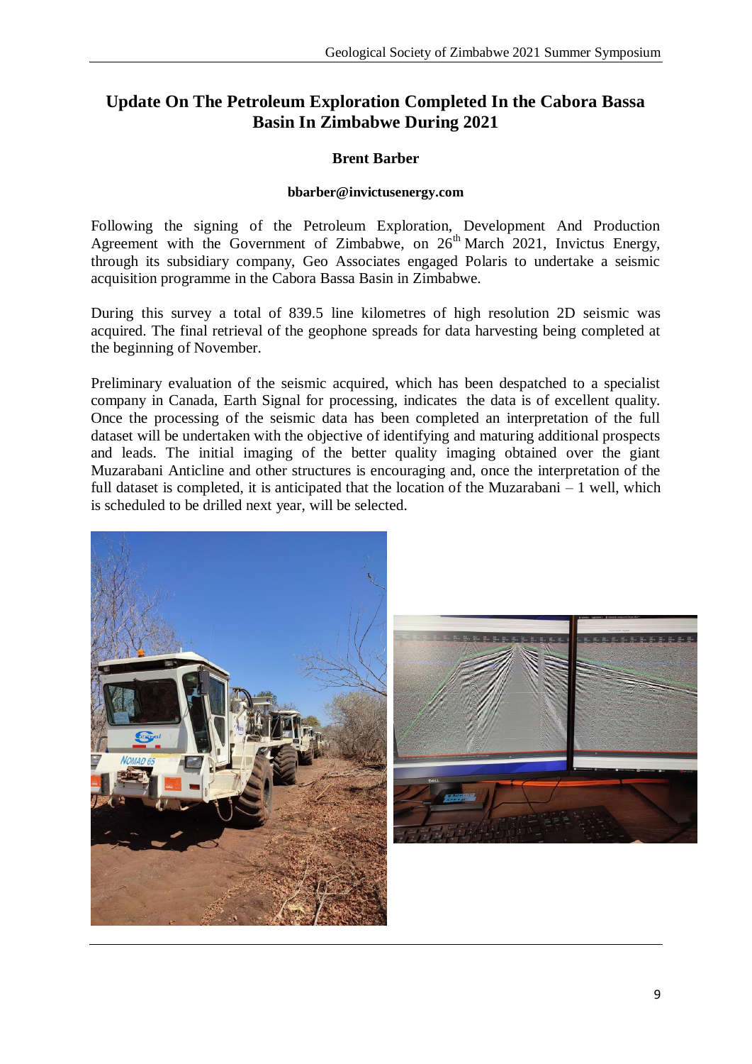# Update On The Petroleum Exploration Completed In the Cabora Bassa Basin In Zimbabwe During 2021

**Brent Barber**

**bbarber@invictusenergy.com**

Following the signing of the Petroleum Exploration, Development And Production Agreement with the Government of Zimbabwe, on 26th March 2021, Invictus Energy, through its subsidiary company, Geo Associates engaged Polaris to undertake a seismic acquisition programme in the Cabora Bassa Basin in Zimbabwe.

During this survey a total of 839.5 line kilometres of high resolution 2D seismic was acquired. The final retrieval of the geophone spreads for data harvesting being completed at the beginning of November.

Preliminary evaluation of the seismic acquired, which has been despatched to a specialist company in Canada, Earth Signal for processing, indicates the data is of excellent quality. Once the processing of the seismic data has been completed an interpretation of the full dataset will be undertaken with the objective of identifying and maturing additional prospects and leads. The initial imaging of the better quality imaging obtained over the giant Muzarabani Anticline and other structures is encouraging and, once the interpretation of the full dataset is completed, it is anticipated that the location of the Muzarabani – 1 well, which is scheduled to be drilled next year, will be selected.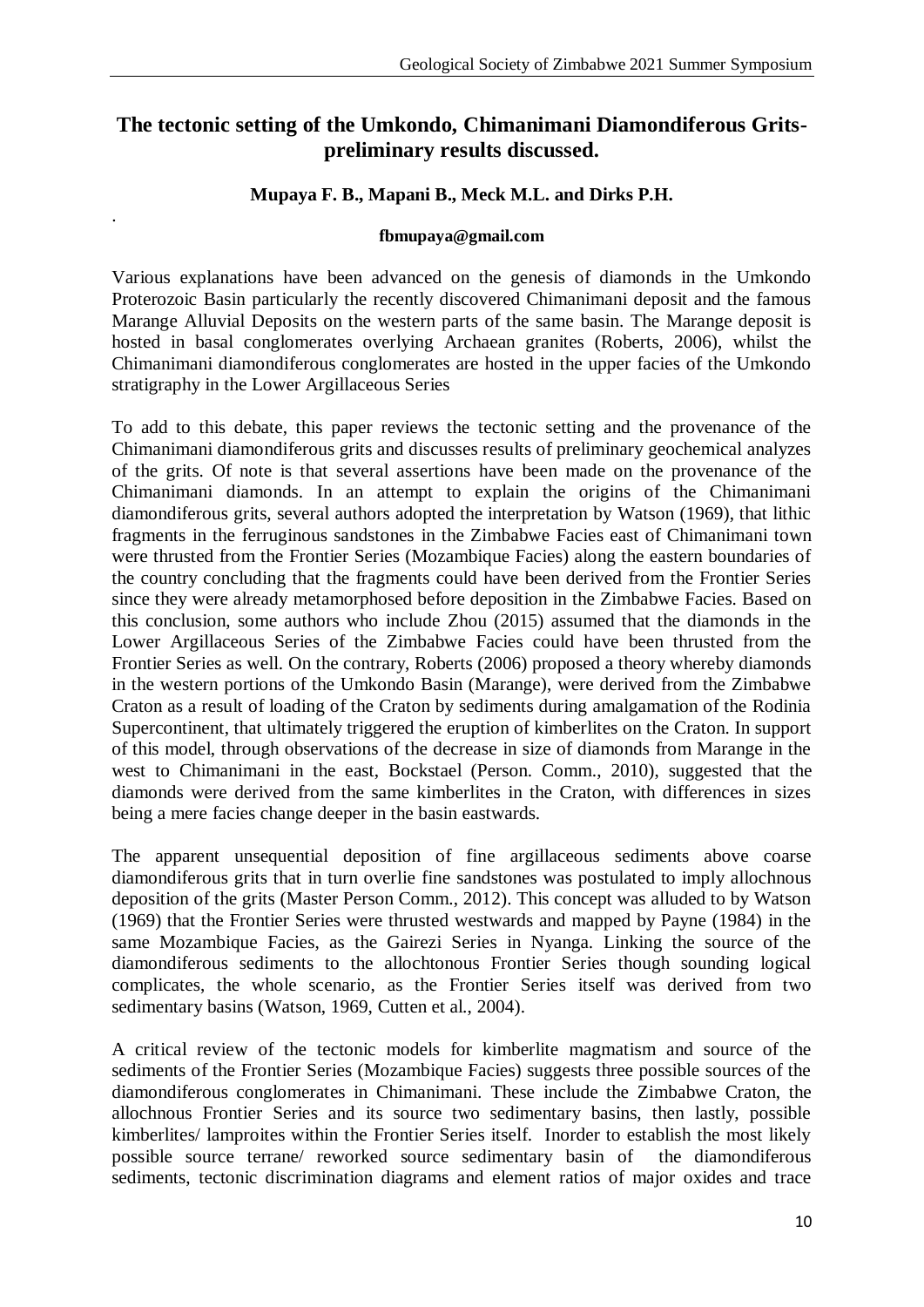## The tectonic setting of the Umkondo, Chimanimani Diamondiferous Grits-preliminary results discussed.

**Mupaya F. B., Mapani B., Meck M.L. and Dirks P.H.**

.

**fbmupaya@gmail.com**

Various explanations have been advanced on the genesis of diamonds in the Umkondo Proterozoic Basin particularly the recently discovered Chimanimani deposit and the famous Marange Alluvial Deposits on the western parts of the same basin. The Marange deposit is hosted in basal conglomerates overlying Archaean granites (Roberts, 2006), whilst the Chimanimani diamondiferous conglomerates are hosted in the upper facies of the Umkondo stratigraphy in the Lower Argillaceous Series

To add to this debate, this paper reviews the tectonic setting and the provenance of the Chimanimani diamondiferous grits and discusses results of preliminary geochemical analyzes of the grits. Of note is that several assertions have been made on the provenance of the Chimanimani diamonds. In an attempt to explain the origins of the Chimanimani diamondiferous grits, several authors adopted the interpretation by Watson (1969), that lithic fragments in the ferruginous sandstones in the Zimbabwe Facies east of Chimanimani town were thrusted from the Frontier Series (Mozambique Facies) along the eastern boundaries of the country concluding that the fragments could have been derived from the Frontier Series since they were already metamorphosed before deposition in the Zimbabwe Facies. Based on this conclusion, some authors who include Zhou (2015) assumed that the diamonds in the Lower Argillaceous Series of the Zimbabwe Facies could have been thrusted from the Frontier Series as well. On the contrary, Roberts (2006) proposed a theory whereby diamonds in the western portions of the Umkondo Basin (Marange), were derived from the Zimbabwe Craton as a result of loading of the Craton by sediments during amalgamation of the Rodinia Supercontinent, that ultimately triggered the eruption of kimberlites on the Craton. In support of this model, through observations of the decrease in size of diamonds from Marange in the west to Chimanimani in the east, Bockstael (Person. Comm., 2010), suggested that the diamonds were derived from the same kimberlites in the Craton, with differences in sizes being a mere facies change deeper in the basin eastwards.

The apparent unsequential deposition of fine argillaceous sediments above coarse diamondiferous grits that in turn overlie fine sandstones was postulated to imply allochnous deposition of the grits (Master Person Comm., 2012). This concept was alluded to by Watson (1969) that the Frontier Series were thrusted westwards and mapped by Payne (1984) in the same Mozambique Facies, as the Gairezi Series in Nyanga. Linking the source of the diamondiferous sediments to the allochtonous Frontier Series though sounding logical complicates, the whole scenario, as the Frontier Series itself was derived from two sedimentary basins (Watson, 1969, Cutten et al., 2004).

A critical review of the tectonic models for kimberlite magmatism and source of the sediments of the Frontier Series (Mozambique Facies) suggests three possible sources of the diamondiferous conglomerates in Chimanimani. These include the Zimbabwe Craton, the allochnous Frontier Series and its source two sedimentary basins, then lastly, possible kimberlites/ lamproites within the Frontier Series itself. Inorder to establish the most likely possible source terrane/ reworked source sedimentary basin of the diamondiferous sediments, tectonic discrimination diagrams and element ratios of major oxides and trace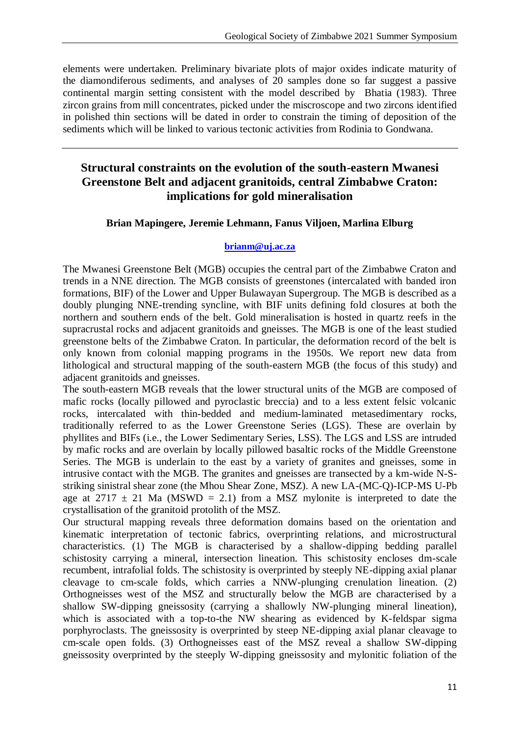elements were undertaken. Preliminary bivariate plots of major oxides indicate maturity of the diamondiferous sediments, and analyses of 20 samples done so far suggest a passive continental margin setting consistent with the model described by Bhatia (1983). Three zircon grains from mill concentrates, picked under the miscroscope and two zircons identified in polished thin sections will be dated in order to constrain the timing of deposition of the sediments which will be linked to various tectonic activities from Rodinia to Gondwana.

---

## Structural constraints on the evolution of the south-eastern Mwanesi Greenstone Belt and adjacent granitoids, central Zimbabwe Craton: implications for gold mineralisation

**Brian Mapingere, Jeremie Lehmann, Fanus Viljoen, Marlina Elburg**

**brianm@uj.ac.za**

The Mwanesi Greenstone Belt (MGB) occupies the central part of the Zimbabwe Craton and trends in a NNE direction. The MGB consists of greenstones (intercalated with banded iron formations, BIF) of the Lower and Upper Bulawayan Supergroup. The MGB is described as a doubly plunging NNE-trending syncline, with BIF units defining fold closures at both the northern and southern ends of the belt. Gold mineralisation is hosted in quartz reefs in the supracrustal rocks and adjacent granitoids and gneisses. The MGB is one of the least studied greenstone belts of the Zimbabwe Craton. In particular, the deformation record of the belt is only known from colonial mapping programs in the 1950s. We report new data from lithological and structural mapping of the south-eastern MGB (the focus of this study) and adjacent granitoids and gneisses.

The south-eastern MGB reveals that the lower structural units of the MGB are composed of mafic rocks (locally pillowed and pyroclastic breccia) and to a less extent felsic volcanic rocks, intercalated with thin-bedded and medium-laminated metasedimentary rocks, traditionally referred to as the Lower Greenstone Series (LGS). These are overlain by phyllites and BIFs (i.e., the Lower Sedimentary Series, LSS). The LGS and LSS are intruded by mafic rocks and are overlain by locally pillowed basaltic rocks of the Middle Greenstone Series. The MGB is underlain to the east by a variety of granites and gneisses, some in intrusive contact with the MGB. The granites and gneisses are transected by a km-wide N-S-striking sinistral shear zone (the Mhou Shear Zone, MSZ). A new LA-(MC-Q)-ICP-MS U-Pb age at 2717 ± 21 Ma (MSWD = 2.1) from a MSZ mylonite is interpreted to date the crystallisation of the granitoid protolith of the MSZ.

Our structural mapping reveals three deformation domains based on the orientation and kinematic interpretation of tectonic fabrics, overprinting relations, and microstructural characteristics. (1) The MGB is characterised by a shallow-dipping bedding parallel schistosity carrying a mineral, intersection lineation. This schistosity encloses dm-scale recumbent, intrafolial folds. The schistosity is overprinted by steeply NE-dipping axial planar cleavage to cm-scale folds, which carries a NNW-plunging crenulation lineation. (2) Orthogneisses west of the MSZ and structurally below the MGB are characterised by a shallow SW-dipping gneissosity (carrying a shallowly NW-plunging mineral lineation), which is associated with a top-to-the NW shearing as evidenced by K-feldspar sigma porphyroclasts. The gneissosity is overprinted by steep NE-dipping axial planar cleavage to cm-scale open folds. (3) Orthogneisses east of the MSZ reveal a shallow SW-dipping gneissosity overprinted by the steeply W-dipping gneissosity and mylonitic foliation of the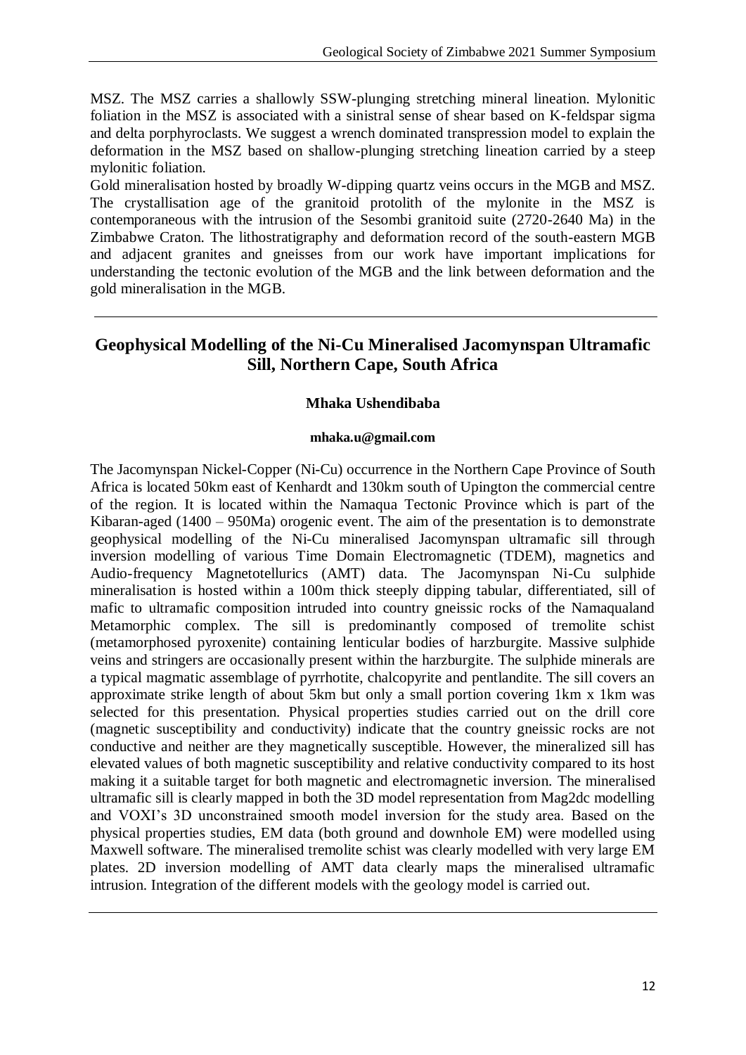MSZ. The MSZ carries a shallowly SSW-plunging stretching mineral lineation. Mylonitic foliation in the MSZ is associated with a sinistral sense of shear based on K-feldspar sigma and delta porphyroclasts. We suggest a wrench dominated transpression model to explain the deformation in the MSZ based on shallow-plunging stretching lineation carried by a steep mylonitic foliation.

Gold mineralisation hosted by broadly W-dipping quartz veins occurs in the MGB and MSZ. The crystallisation age of the granitoid protolith of the mylonite in the MSZ is contemporaneous with the intrusion of the Sesombi granitoid suite (2720-2640 Ma) in the Zimbabwe Craton. The lithostratigraphy and deformation record of the south-eastern MGB and adjacent granites and gneisses from our work have important implications for understanding the tectonic evolution of the MGB and the link between deformation and the gold mineralisation in the MGB.

---

## Geophysical Modelling of the Ni-Cu Mineralised Jacomynspan Ultramafic Sill, Northern Cape, South Africa

**Mhaka Ushendibaba**

**mhaka.u@gmail.com**

The Jacomynspan Nickel-Copper (Ni-Cu) occurrence in the Northern Cape Province of South Africa is located 50km east of Kenhardt and 130km south of Upington the commercial centre of the region. It is located within the Namaqua Tectonic Province which is part of the Kibaran-aged (1400 – 950Ma) orogenic event. The aim of the presentation is to demonstrate geophysical modelling of the Ni-Cu mineralised Jacomynspan ultramafic sill through inversion modelling of various Time Domain Electromagnetic (TDEM), magnetics and Audio-frequency Magnetotellurics (AMT) data. The Jacomynspan Ni-Cu sulphide mineralisation is hosted within a 100m thick steeply dipping tabular, differentiated, sill of mafic to ultramafic composition intruded into country gneissic rocks of the Namaqualand Metamorphic complex. The sill is predominantly composed of tremolite schist (metamorphosed pyroxenite) containing lenticular bodies of harzburgite. Massive sulphide veins and stringers are occasionally present within the harzburgite. The sulphide minerals are a typical magmatic assemblage of pyrrhotite, chalcopyrite and pentlandite. The sill covers an approximate strike length of about 5km but only a small portion covering 1km x 1km was selected for this presentation. Physical properties studies carried out on the drill core (magnetic susceptibility and conductivity) indicate that the country gneissic rocks are not conductive and neither are they magnetically susceptible. However, the mineralized sill has elevated values of both magnetic susceptibility and relative conductivity compared to its host making it a suitable target for both magnetic and electromagnetic inversion. The mineralised ultramafic sill is clearly mapped in both the 3D model representation from Mag2dc modelling and VOXI's 3D unconstrained smooth model inversion for the study area. Based on the physical properties studies, EM data (both ground and downhole EM) were modelled using Maxwell software. The mineralised tremolite schist was clearly modelled with very large EM plates. 2D inversion modelling of AMT data clearly maps the mineralised ultramafic intrusion. Integration of the different models with the geology model is carried out.

---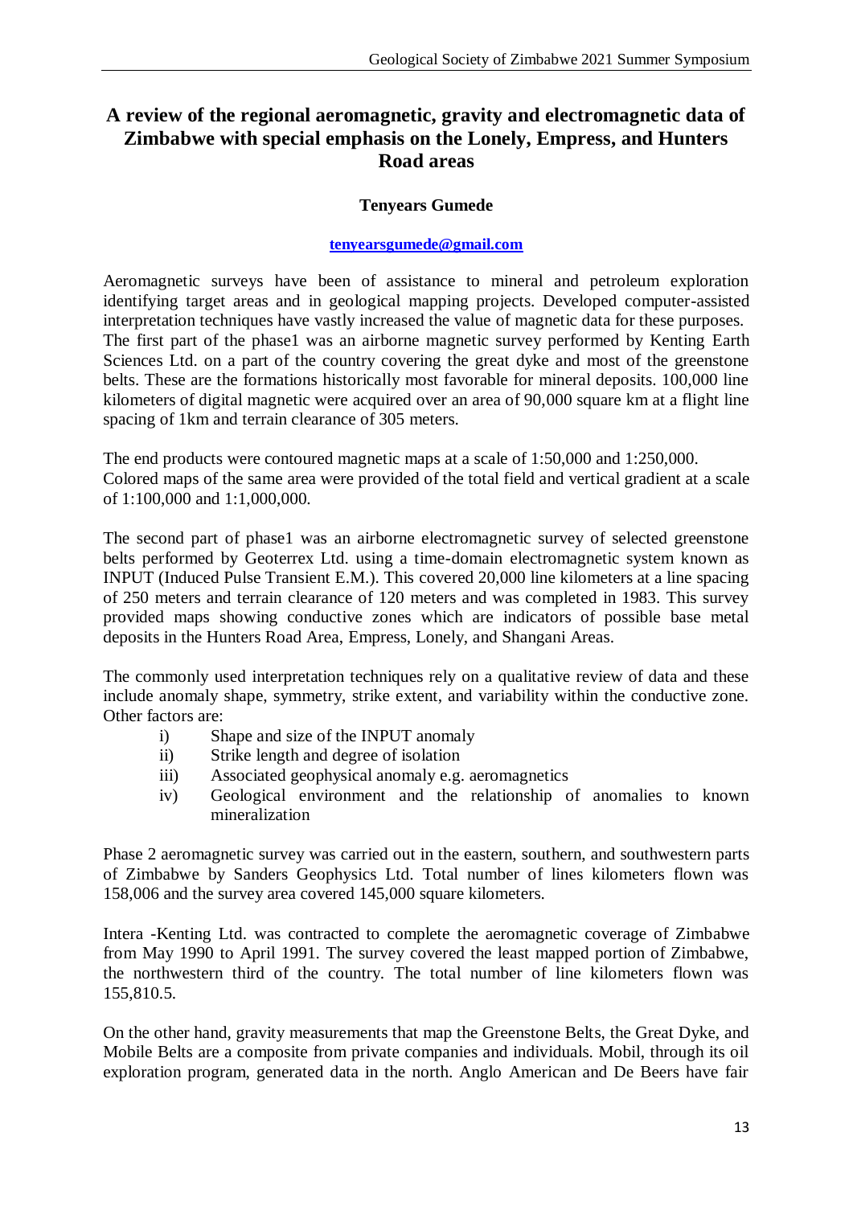# A review of the regional aeromagnetic, gravity and electromagnetic data of Zimbabwe with special emphasis on the Lonely, Empress, and Hunters Road areas

**Tenyears Gumede**

**tenyearsgumede@gmail.com**

Aeromagnetic surveys have been of assistance to mineral and petroleum exploration identifying target areas and in geological mapping projects. Developed computer-assisted interpretation techniques have vastly increased the value of magnetic data for these purposes. The first part of the phase1 was an airborne magnetic survey performed by Kenting Earth Sciences Ltd. on a part of the country covering the great dyke and most of the greenstone belts. These are the formations historically most favorable for mineral deposits. 100,000 line kilometers of digital magnetic were acquired over an area of 90,000 square km at a flight line spacing of 1km and terrain clearance of 305 meters.

The end products were contoured magnetic maps at a scale of 1:50,000 and 1:250,000. Colored maps of the same area were provided of the total field and vertical gradient at a scale of 1:100,000 and 1:1,000,000.

The second part of phase1 was an airborne electromagnetic survey of selected greenstone belts performed by Geoterrex Ltd. using a time-domain electromagnetic system known as INPUT (Induced Pulse Transient E.M.). This covered 20,000 line kilometers at a line spacing of 250 meters and terrain clearance of 120 meters and was completed in 1983. This survey provided maps showing conductive zones which are indicators of possible base metal deposits in the Hunters Road Area, Empress, Lonely, and Shangani Areas.

The commonly used interpretation techniques rely on a qualitative review of data and these include anomaly shape, symmetry, strike extent, and variability within the conductive zone. Other factors are:

i) Shape and size of the INPUT anomaly
ii) Strike length and degree of isolation
iii) Associated geophysical anomaly e.g. aeromagnetics
iv) Geological environment and the relationship of anomalies to known mineralization

Phase 2 aeromagnetic survey was carried out in the eastern, southern, and southwestern parts of Zimbabwe by Sanders Geophysics Ltd. Total number of lines kilometers flown was 158,006 and the survey area covered 145,000 square kilometers.

Intera -Kenting Ltd. was contracted to complete the aeromagnetic coverage of Zimbabwe from May 1990 to April 1991. The survey covered the least mapped portion of Zimbabwe, the northwestern third of the country. The total number of line kilometers flown was 155,810.5.

On the other hand, gravity measurements that map the Greenstone Belts, the Great Dyke, and Mobile Belts are a composite from private companies and individuals. Mobil, through its oil exploration program, generated data in the north. Anglo American and De Beers have fair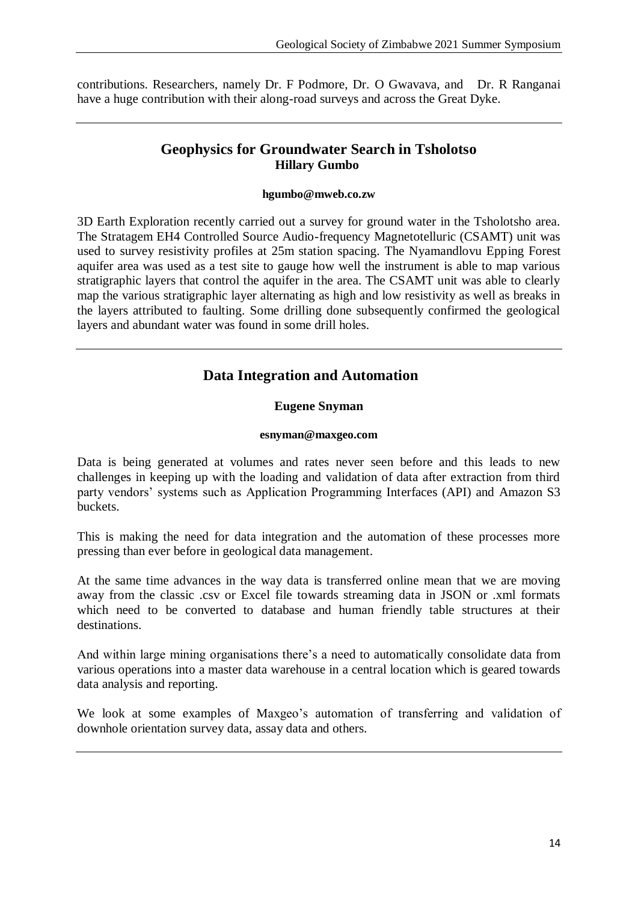contributions. Researchers, namely Dr. F Podmore, Dr. O Gwavava, and Dr. R Ranganai have a huge contribution with their along-road surveys and across the Great Dyke.

---

## Geophysics for Groundwater Search in Tsholotso

**Hillary Gumbo**

**hgumbo@mweb.co.zw**

3D Earth Exploration recently carried out a survey for ground water in the Tsholotsho area. The Stratagem EH4 Controlled Source Audio-frequency Magnetotelluric (CSAMT) unit was used to survey resistivity profiles at 25m station spacing. The Nyamandlovu Epping Forest aquifer area was used as a test site to gauge how well the instrument is able to map various stratigraphic layers that control the aquifer in the area. The CSAMT unit was able to clearly map the various stratigraphic layer alternating as high and low resistivity as well as breaks in the layers attributed to faulting. Some drilling done subsequently confirmed the geological layers and abundant water was found in some drill holes.

---

## Data Integration and Automation

**Eugene Snyman**

**esnyman@maxgeo.com**

Data is being generated at volumes and rates never seen before and this leads to new challenges in keeping up with the loading and validation of data after extraction from third party vendors' systems such as Application Programming Interfaces (API) and Amazon S3 buckets.

This is making the need for data integration and the automation of these processes more pressing than ever before in geological data management.

At the same time advances in the way data is transferred online mean that we are moving away from the classic .csv or Excel file towards streaming data in JSON or .xml formats which need to be converted to database and human friendly table structures at their destinations.

And within large mining organisations there's a need to automatically consolidate data from various operations into a master data warehouse in a central location which is geared towards data analysis and reporting.

We look at some examples of Maxgeo's automation of transferring and validation of downhole orientation survey data, assay data and others.

---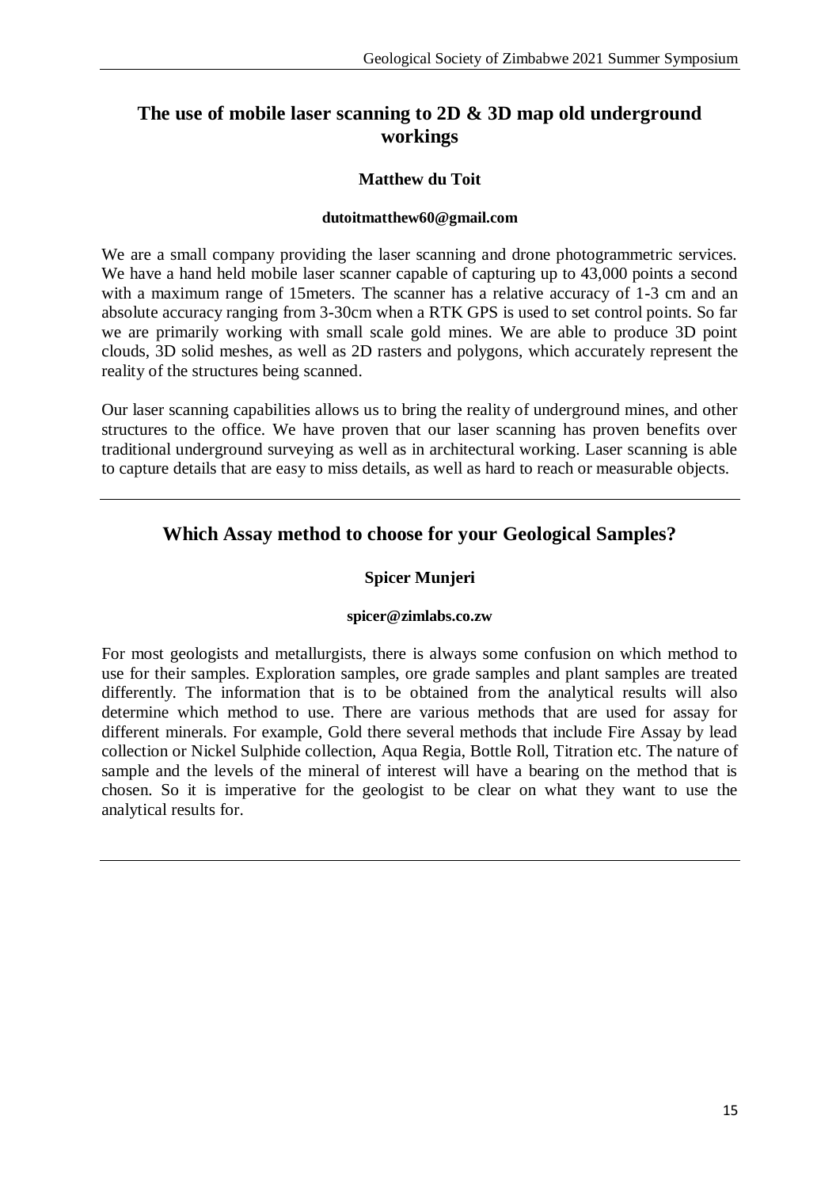## The use of mobile laser scanning to 2D & 3D map old underground workings

**Matthew du Toit**

**dutoitmatthew60@gmail.com**

We are a small company providing the laser scanning and drone photogrammetric services. We have a hand held mobile laser scanner capable of capturing up to 43,000 points a second with a maximum range of 15meters. The scanner has a relative accuracy of 1-3 cm and an absolute accuracy ranging from 3-30cm when a RTK GPS is used to set control points. So far we are primarily working with small scale gold mines. We are able to produce 3D point clouds, 3D solid meshes, as well as 2D rasters and polygons, which accurately represent the reality of the structures being scanned.

Our laser scanning capabilities allows us to bring the reality of underground mines, and other structures to the office. We have proven that our laser scanning has proven benefits over traditional underground surveying as well as in architectural working. Laser scanning is able to capture details that are easy to miss details, as well as hard to reach or measurable objects.

---

## Which Assay method to choose for your Geological Samples?

**Spicer Munjeri**

**spicer@zimlabs.co.zw**

For most geologists and metallurgists, there is always some confusion on which method to use for their samples. Exploration samples, ore grade samples and plant samples are treated differently. The information that is to be obtained from the analytical results will also determine which method to use. There are various methods that are used for assay for different minerals. For example, Gold there several methods that include Fire Assay by lead collection or Nickel Sulphide collection, Aqua Regia, Bottle Roll, Titration etc. The nature of sample and the levels of the mineral of interest will have a bearing on the method that is chosen. So it is imperative for the geologist to be clear on what they want to use the analytical results for.